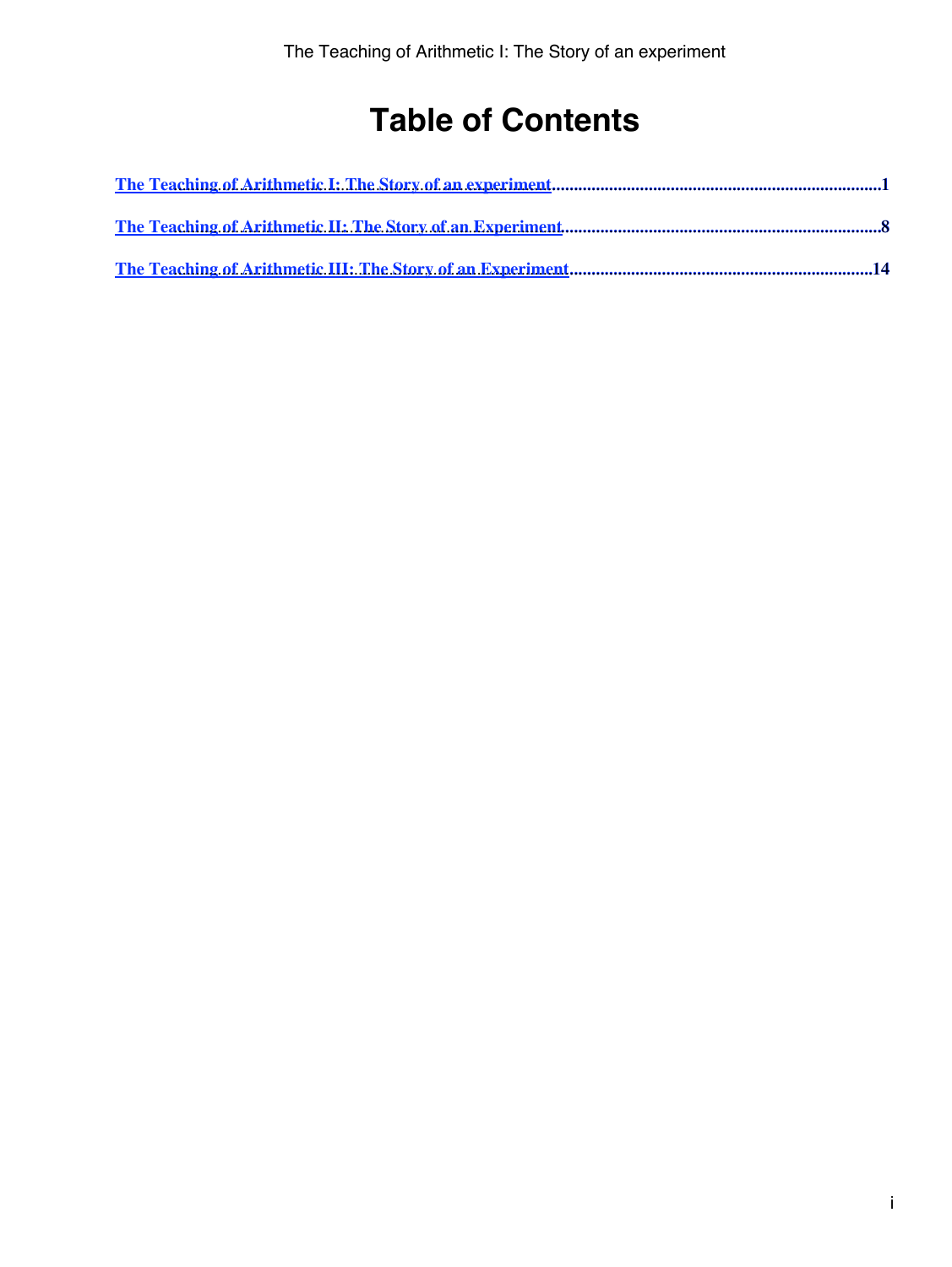# Table of Contents

The Teaching of Arithmetic I: The Story of an experiment .......................................................................... 1

The Teaching of Arithmetic II: The Story of an Experiment ....................................................................... 8

The Teaching of Arithmetic III: The Story of an Experiment .................................................................... 14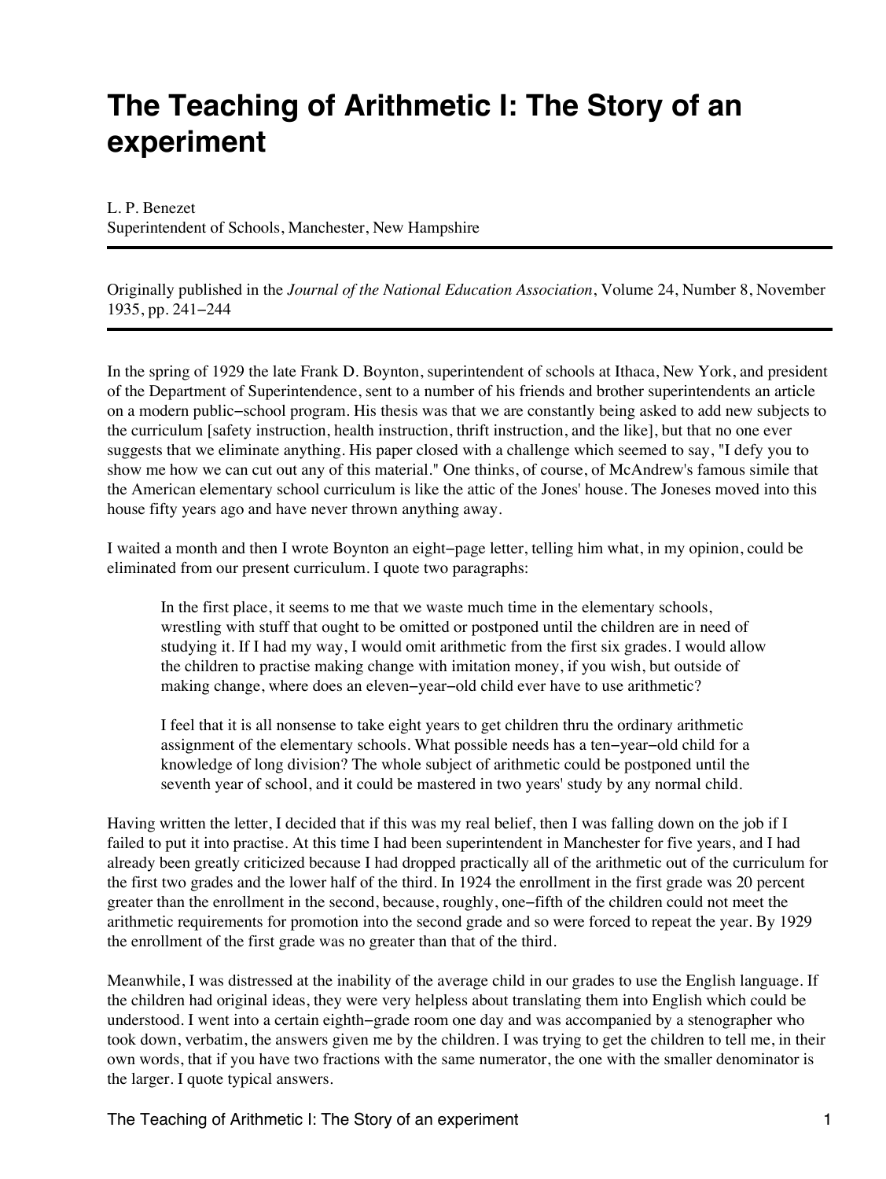# The Teaching of Arithmetic I: The Story of an experiment

L. P. Benezet
Superintendent of Schools, Manchester, New Hampshire

---

Originally published in the *Journal of the National Education Association*, Volume 24, Number 8, November 1935, pp. 241−244

---

In the spring of 1929 the late Frank D. Boynton, superintendent of schools at Ithaca, New York, and president of the Department of Superintendence, sent to a number of his friends and brother superintendents an article on a modern public−school program. His thesis was that we are constantly being asked to add new subjects to the curriculum [safety instruction, health instruction, thrift instruction, and the like], but that no one ever suggests that we eliminate anything. His paper closed with a challenge which seemed to say, "I defy you to show me how we can cut out any of this material." One thinks, of course, of McAndrew's famous simile that the American elementary school curriculum is like the attic of the Jones' house. The Joneses moved into this house fifty years ago and have never thrown anything away.

I waited a month and then I wrote Boynton an eight−page letter, telling him what, in my opinion, could be eliminated from our present curriculum. I quote two paragraphs:

> In the first place, it seems to me that we waste much time in the elementary schools, wrestling with stuff that ought to be omitted or postponed until the children are in need of studying it. If I had my way, I would omit arithmetic from the first six grades. I would allow the children to practise making change with imitation money, if you wish, but outside of making change, where does an eleven−year−old child ever have to use arithmetic?
>
> I feel that it is all nonsense to take eight years to get children thru the ordinary arithmetic assignment of the elementary schools. What possible needs has a ten−year−old child for a knowledge of long division? The whole subject of arithmetic could be postponed until the seventh year of school, and it could be mastered in two years' study by any normal child.

Having written the letter, I decided that if this was my real belief, then I was falling down on the job if I failed to put it into practise. At this time I had been superintendent in Manchester for five years, and I had already been greatly criticized because I had dropped practically all of the arithmetic out of the curriculum for the first two grades and the lower half of the third. In 1924 the enrollment in the first grade was 20 percent greater than the enrollment in the second, because, roughly, one−fifth of the children could not meet the arithmetic requirements for promotion into the second grade and so were forced to repeat the year. By 1929 the enrollment of the first grade was no greater than that of the third.

Meanwhile, I was distressed at the inability of the average child in our grades to use the English language. If the children had original ideas, they were very helpless about translating them into English which could be understood. I went into a certain eighth−grade room one day and was accompanied by a stenographer who took down, verbatim, the answers given me by the children. I was trying to get the children to tell me, in their own words, that if you have two fractions with the same numerator, the one with the smaller denominator is the larger. I quote typical answers.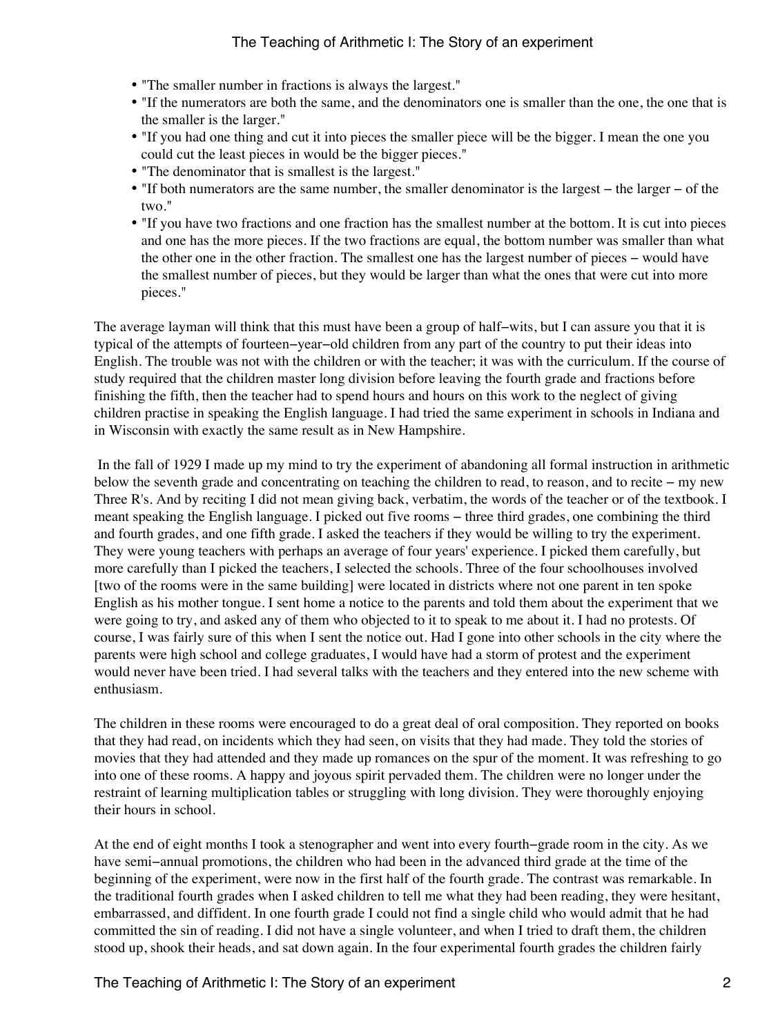- "The smaller number in fractions is always the largest."
- "If the numerators are both the same, and the denominators one is smaller than the one, the one that is the smaller is the larger."
- "If you had one thing and cut it into pieces the smaller piece will be the bigger. I mean the one you could cut the least pieces in would be the bigger pieces."
- "The denominator that is smallest is the largest."
- "If both numerators are the same number, the smaller denominator is the largest – the larger – of the two."
- "If you have two fractions and one fraction has the smallest number at the bottom. It is cut into pieces and one has the more pieces. If the two fractions are equal, the bottom number was smaller than what the other one in the other fraction. The smallest one has the largest number of pieces – would have the smallest number of pieces, but they would be larger than what the ones that were cut into more pieces."

The average layman will think that this must have been a group of half–wits, but I can assure you that it is typical of the attempts of fourteen–year–old children from any part of the country to put their ideas into English. The trouble was not with the children or with the teacher; it was with the curriculum. If the course of study required that the children master long division before leaving the fourth grade and fractions before finishing the fifth, then the teacher had to spend hours and hours on this work to the neglect of giving children practise in speaking the English language. I had tried the same experiment in schools in Indiana and in Wisconsin with exactly the same result as in New Hampshire.

In the fall of 1929 I made up my mind to try the experiment of abandoning all formal instruction in arithmetic below the seventh grade and concentrating on teaching the children to read, to reason, and to recite – my new Three R's. And by reciting I did not mean giving back, verbatim, the words of the teacher or of the textbook. I meant speaking the English language. I picked out five rooms – three third grades, one combining the third and fourth grades, and one fifth grade. I asked the teachers if they would be willing to try the experiment. They were young teachers with perhaps an average of four years' experience. I picked them carefully, but more carefully than I picked the teachers, I selected the schools. Three of the four schoolhouses involved [two of the rooms were in the same building] were located in districts where not one parent in ten spoke English as his mother tongue. I sent home a notice to the parents and told them about the experiment that we were going to try, and asked any of them who objected to it to speak to me about it. I had no protests. Of course, I was fairly sure of this when I sent the notice out. Had I gone into other schools in the city where the parents were high school and college graduates, I would have had a storm of protest and the experiment would never have been tried. I had several talks with the teachers and they entered into the new scheme with enthusiasm.

The children in these rooms were encouraged to do a great deal of oral composition. They reported on books that they had read, on incidents which they had seen, on visits that they had made. They told the stories of movies that they had attended and they made up romances on the spur of the moment. It was refreshing to go into one of these rooms. A happy and joyous spirit pervaded them. The children were no longer under the restraint of learning multiplication tables or struggling with long division. They were thoroughly enjoying their hours in school.

At the end of eight months I took a stenographer and went into every fourth–grade room in the city. As we have semi–annual promotions, the children who had been in the advanced third grade at the time of the beginning of the experiment, were now in the first half of the fourth grade. The contrast was remarkable. In the traditional fourth grades when I asked children to tell me what they had been reading, they were hesitant, embarrassed, and diffident. In one fourth grade I could not find a single child who would admit that he had committed the sin of reading. I did not have a single volunteer, and when I tried to draft them, the children stood up, shook their heads, and sat down again. In the four experimental fourth grades the children fairly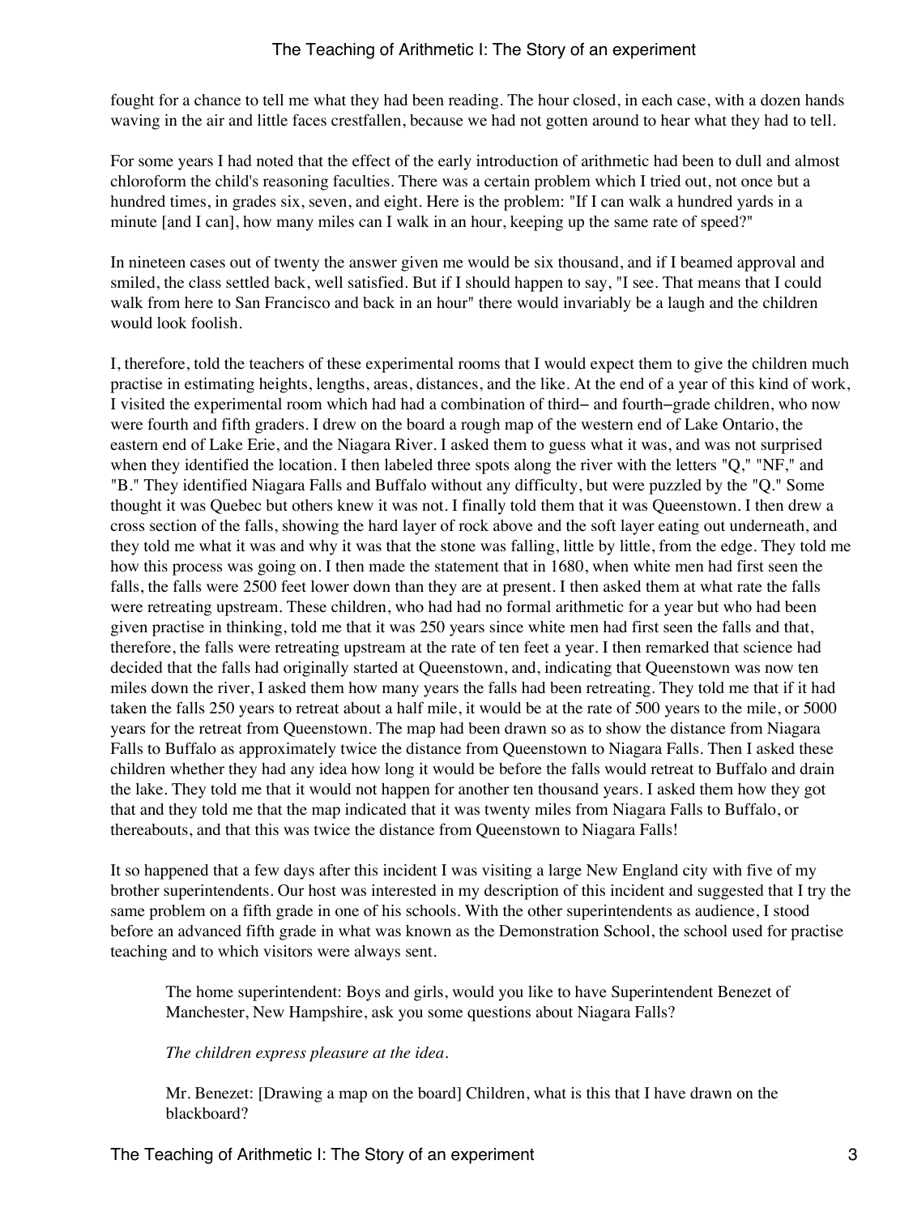fought for a chance to tell me what they had been reading. The hour closed, in each case, with a dozen hands waving in the air and little faces crestfallen, because we had not gotten around to hear what they had to tell.

For some years I had noted that the effect of the early introduction of arithmetic had been to dull and almost chloroform the child's reasoning faculties. There was a certain problem which I tried out, not once but a hundred times, in grades six, seven, and eight. Here is the problem: "If I can walk a hundred yards in a minute [and I can], how many miles can I walk in an hour, keeping up the same rate of speed?"

In nineteen cases out of twenty the answer given me would be six thousand, and if I beamed approval and smiled, the class settled back, well satisfied. But if I should happen to say, "I see. That means that I could walk from here to San Francisco and back in an hour" there would invariably be a laugh and the children would look foolish.

I, therefore, told the teachers of these experimental rooms that I would expect them to give the children much practise in estimating heights, lengths, areas, distances, and the like. At the end of a year of this kind of work, I visited the experimental room which had had a combination of third– and fourth–grade children, who now were fourth and fifth graders. I drew on the board a rough map of the western end of Lake Ontario, the eastern end of Lake Erie, and the Niagara River. I asked them to guess what it was, and was not surprised when they identified the location. I then labeled three spots along the river with the letters "Q," "NF," and "B." They identified Niagara Falls and Buffalo without any difficulty, but were puzzled by the "Q." Some thought it was Quebec but others knew it was not. I finally told them that it was Queenstown. I then drew a cross section of the falls, showing the hard layer of rock above and the soft layer eating out underneath, and they told me what it was and why it was that the stone was falling, little by little, from the edge. They told me how this process was going on. I then made the statement that in 1680, when white men had first seen the falls, the falls were 2500 feet lower down than they are at present. I then asked them at what rate the falls were retreating upstream. These children, who had had no formal arithmetic for a year but who had been given practise in thinking, told me that it was 250 years since white men had first seen the falls and that, therefore, the falls were retreating upstream at the rate of ten feet a year. I then remarked that science had decided that the falls had originally started at Queenstown, and, indicating that Queenstown was now ten miles down the river, I asked them how many years the falls had been retreating. They told me that if it had taken the falls 250 years to retreat about a half mile, it would be at the rate of 500 years to the mile, or 5000 years for the retreat from Queenstown. The map had been drawn so as to show the distance from Niagara Falls to Buffalo as approximately twice the distance from Queenstown to Niagara Falls. Then I asked these children whether they had any idea how long it would be before the falls would retreat to Buffalo and drain the lake. They told me that it would not happen for another ten thousand years. I asked them how they got that and they told me that the map indicated that it was twenty miles from Niagara Falls to Buffalo, or thereabouts, and that this was twice the distance from Queenstown to Niagara Falls!

It so happened that a few days after this incident I was visiting a large New England city with five of my brother superintendents. Our host was interested in my description of this incident and suggested that I try the same problem on a fifth grade in one of his schools. With the other superintendents as audience, I stood before an advanced fifth grade in what was known as the Demonstration School, the school used for practise teaching and to which visitors were always sent.

> The home superintendent: Boys and girls, would you like to have Superintendent Benezet of Manchester, New Hampshire, ask you some questions about Niagara Falls?
>
> *The children express pleasure at the idea.*
>
> Mr. Benezet: [Drawing a map on the board] Children, what is this that I have drawn on the blackboard?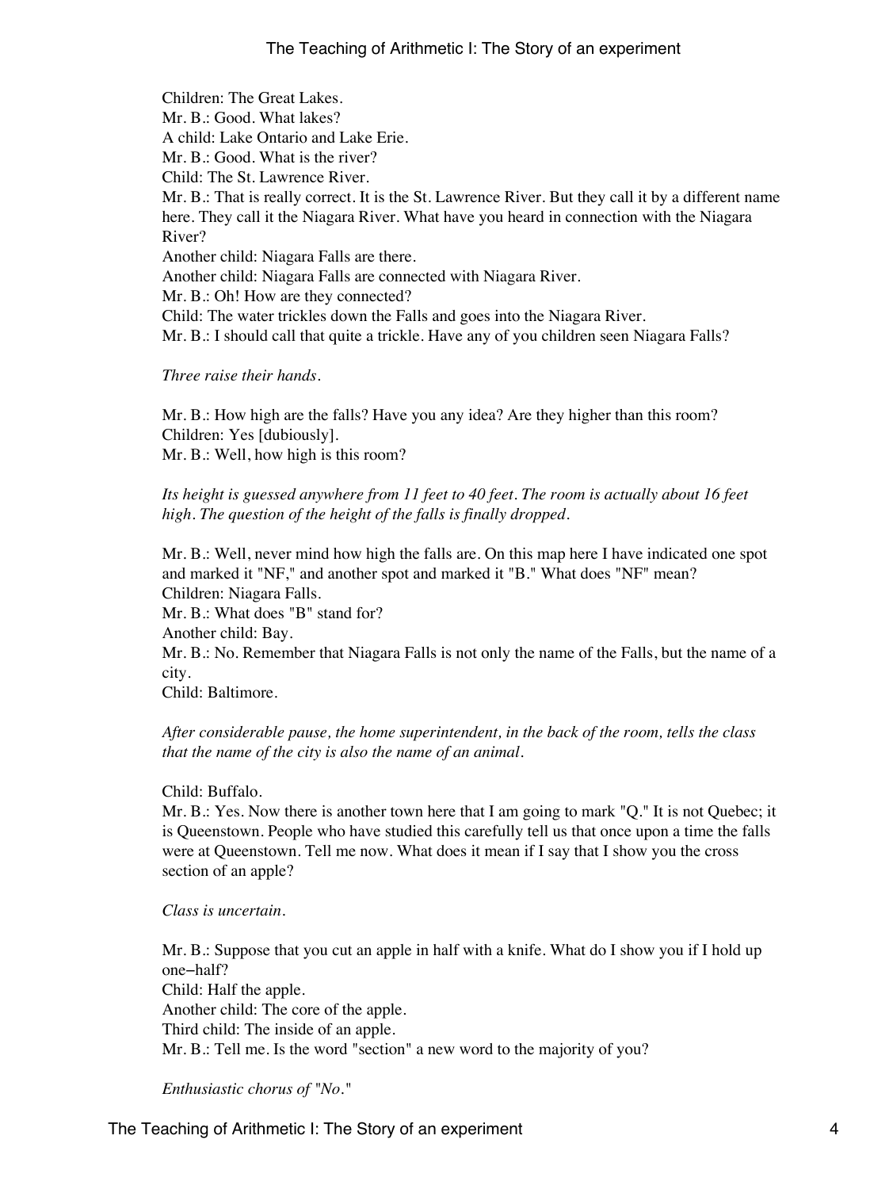Children: The Great Lakes.
Mr. B.: Good. What lakes?
A child: Lake Ontario and Lake Erie.
Mr. B.: Good. What is the river?
Child: The St. Lawrence River.
Mr. B.: That is really correct. It is the St. Lawrence River. But they call it by a different name here. They call it the Niagara River. What have you heard in connection with the Niagara River?
Another child: Niagara Falls are there.
Another child: Niagara Falls are connected with Niagara River.
Mr. B.: Oh! How are they connected?
Child: The water trickles down the Falls and goes into the Niagara River.
Mr. B.: I should call that quite a trickle. Have any of you children seen Niagara Falls?

*Three raise their hands.*

Mr. B.: How high are the falls? Have you any idea? Are they higher than this room?
Children: Yes [dubiously].
Mr. B.: Well, how high is this room?

*Its height is guessed anywhere from 11 feet to 40 feet. The room is actually about 16 feet high. The question of the height of the falls is finally dropped.*

Mr. B.: Well, never mind how high the falls are. On this map here I have indicated one spot and marked it "NF," and another spot and marked it "B." What does "NF" mean?
Children: Niagara Falls.
Mr. B.: What does "B" stand for?
Another child: Bay.
Mr. B.: No. Remember that Niagara Falls is not only the name of the Falls, but the name of a city.
Child: Baltimore.

*After considerable pause, the home superintendent, in the back of the room, tells the class that the name of the city is also the name of an animal.*

Child: Buffalo.
Mr. B.: Yes. Now there is another town here that I am going to mark "Q." It is not Quebec; it is Queenstown. People who have studied this carefully tell us that once upon a time the falls were at Queenstown. Tell me now. What does it mean if I say that I show you the cross section of an apple?

*Class is uncertain.*

Mr. B.: Suppose that you cut an apple in half with a knife. What do I show you if I hold up one−half?
Child: Half the apple.
Another child: The core of the apple.
Third child: The inside of an apple.
Mr. B.: Tell me. Is the word "section" a new word to the majority of you?

*Enthusiastic chorus of "No."*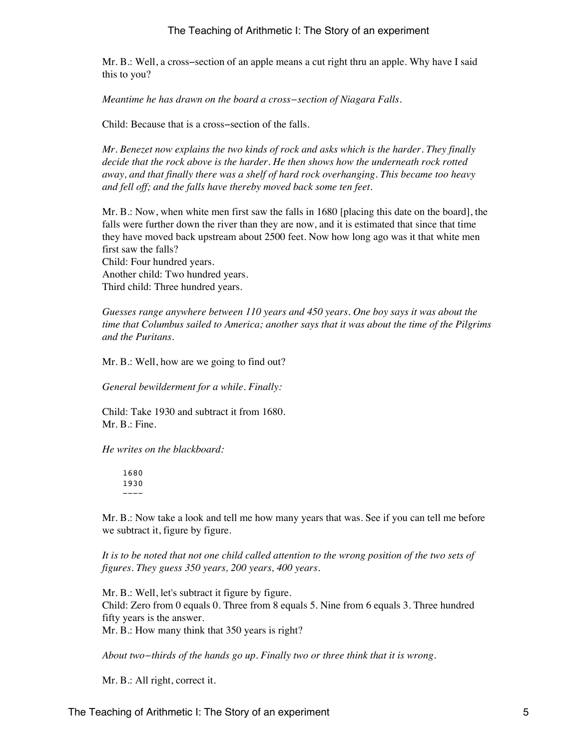Mr. B.: Well, a cross−section of an apple means a cut right thru an apple. Why have I said this to you?

*Meantime he has drawn on the board a cross−section of Niagara Falls.*

Child: Because that is a cross−section of the falls.

*Mr. Benezet now explains the two kinds of rock and asks which is the harder. They finally decide that the rock above is the harder. He then shows how the underneath rock rotted away, and that finally there was a shelf of hard rock overhanging. This became too heavy and fell off; and the falls have thereby moved back some ten feet.*

Mr. B.: Now, when white men first saw the falls in 1680 [placing this date on the board], the falls were further down the river than they are now, and it is estimated that since that time they have moved back upstream about 2500 feet. Now how long ago was it that white men first saw the falls?
Child: Four hundred years.
Another child: Two hundred years.
Third child: Three hundred years.

*Guesses range anywhere between 110 years and 450 years. One boy says it was about the time that Columbus sailed to America; another says that it was about the time of the Pilgrims and the Puritans.*

Mr. B.: Well, how are we going to find out?

*General bewilderment for a while. Finally:*

Child: Take 1930 and subtract it from 1680.
Mr. B.: Fine.

*He writes on the blackboard:*

```
1680
1930
----
```

Mr. B.: Now take a look and tell me how many years that was. See if you can tell me before we subtract it, figure by figure.

*It is to be noted that not one child called attention to the wrong position of the two sets of figures. They guess 350 years, 200 years, 400 years.*

Mr. B.: Well, let's subtract it figure by figure.
Child: Zero from 0 equals 0. Three from 8 equals 5. Nine from 6 equals 3. Three hundred fifty years is the answer.
Mr. B.: How many think that 350 years is right?

*About two−thirds of the hands go up. Finally two or three think that it is wrong.*

Mr. B.: All right, correct it.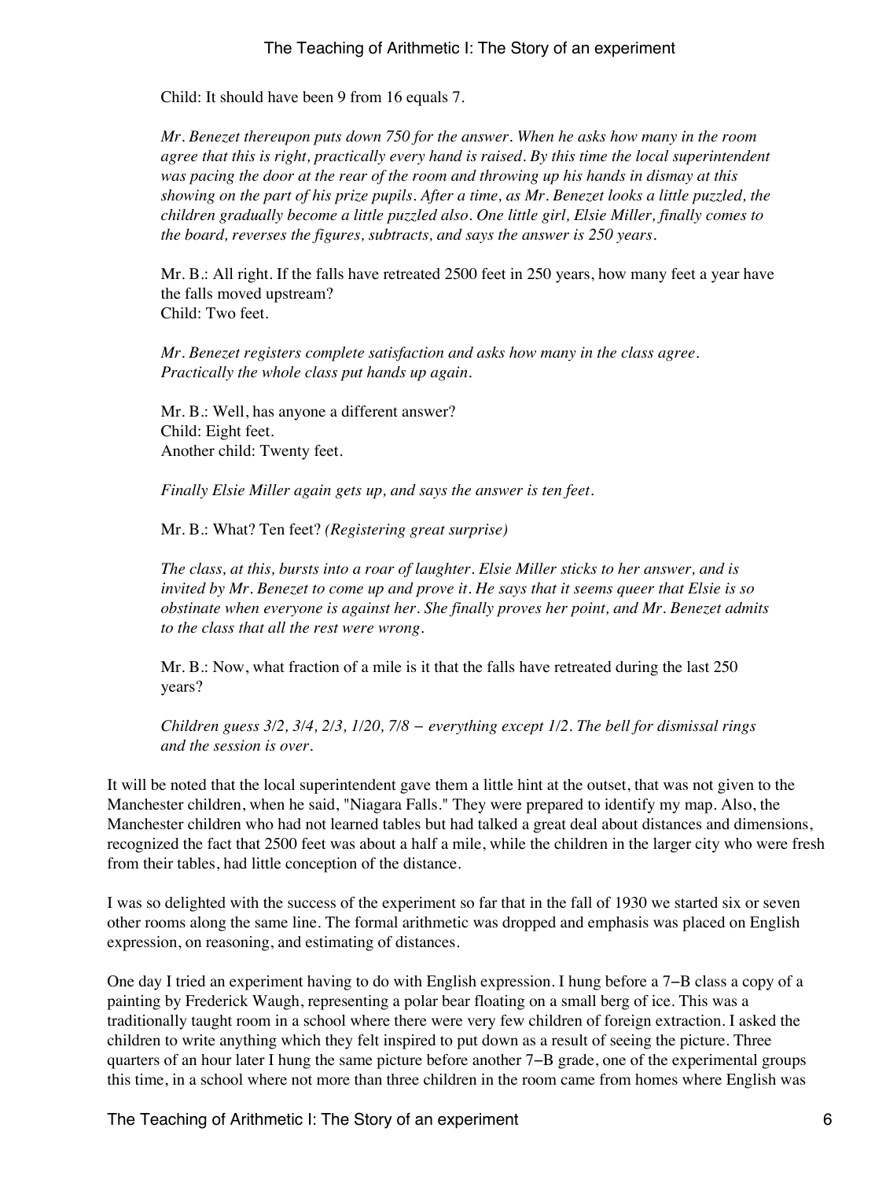Child: It should have been 9 from 16 equals 7.

*Mr. Benezet thereupon puts down 750 for the answer. When he asks how many in the room agree that this is right, practically every hand is raised. By this time the local superintendent was pacing the door at the rear of the room and throwing up his hands in dismay at this showing on the part of his prize pupils. After a time, as Mr. Benezet looks a little puzzled, the children gradually become a little puzzled also. One little girl, Elsie Miller, finally comes to the board, reverses the figures, subtracts, and says the answer is 250 years.*

Mr. B.: All right. If the falls have retreated 2500 feet in 250 years, how many feet a year have the falls moved upstream?
Child: Two feet.

*Mr. Benezet registers complete satisfaction and asks how many in the class agree. Practically the whole class put hands up again.*

Mr. B.: Well, has anyone a different answer?
Child: Eight feet.
Another child: Twenty feet.

*Finally Elsie Miller again gets up, and says the answer is ten feet.*

Mr. B.: What? Ten feet? *(Registering great surprise)*

*The class, at this, bursts into a roar of laughter. Elsie Miller sticks to her answer, and is invited by Mr. Benezet to come up and prove it. He says that it seems queer that Elsie is so obstinate when everyone is against her. She finally proves her point, and Mr. Benezet admits to the class that all the rest were wrong.*

Mr. B.: Now, what fraction of a mile is it that the falls have retreated during the last 250 years?

*Children guess 3/2, 3/4, 2/3, 1/20, 7/8 – everything except 1/2. The bell for dismissal rings and the session is over.*

It will be noted that the local superintendent gave them a little hint at the outset, that was not given to the Manchester children, when he said, "Niagara Falls." They were prepared to identify my map. Also, the Manchester children who had not learned tables but had talked a great deal about distances and dimensions, recognized the fact that 2500 feet was about a half a mile, while the children in the larger city who were fresh from their tables, had little conception of the distance.

I was so delighted with the success of the experiment so far that in the fall of 1930 we started six or seven other rooms along the same line. The formal arithmetic was dropped and emphasis was placed on English expression, on reasoning, and estimating of distances.

One day I tried an experiment having to do with English expression. I hung before a 7–B class a copy of a painting by Frederick Waugh, representing a polar bear floating on a small berg of ice. This was a traditionally taught room in a school where there were very few children of foreign extraction. I asked the children to write anything which they felt inspired to put down as a result of seeing the picture. Three quarters of an hour later I hung the same picture before another 7–B grade, one of the experimental groups this time, in a school where not more than three children in the room came from homes where English was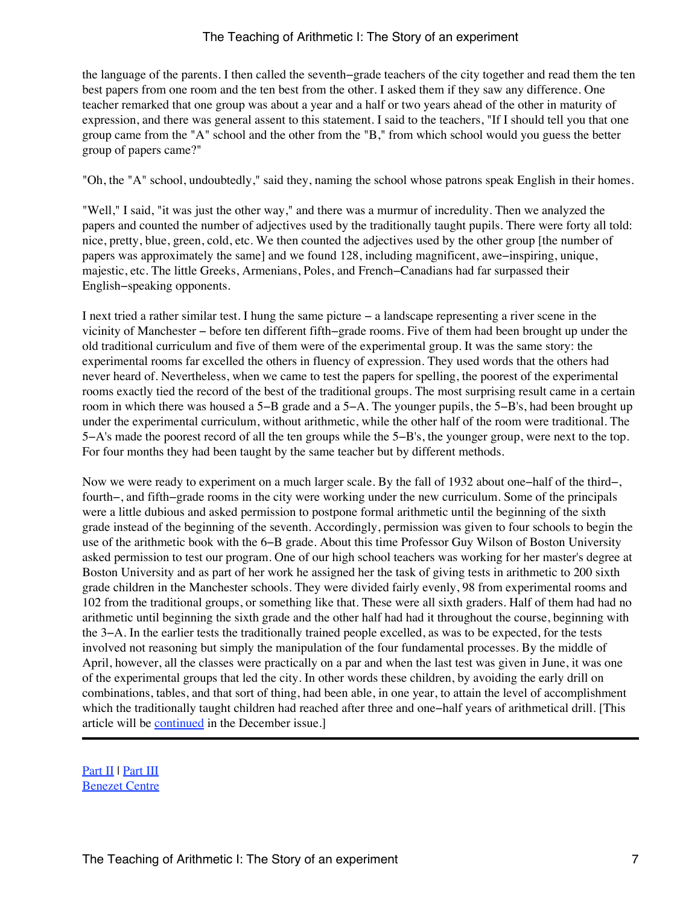the language of the parents. I then called the seventh−grade teachers of the city together and read them the ten best papers from one room and the ten best from the other. I asked them if they saw any difference. One teacher remarked that one group was about a year and a half or two years ahead of the other in maturity of expression, and there was general assent to this statement. I said to the teachers, "If I should tell you that one group came from the "A" school and the other from the "B," from which school would you guess the better group of papers came?"

"Oh, the "A" school, undoubtedly," said they, naming the school whose patrons speak English in their homes.

"Well," I said, "it was just the other way," and there was a murmur of incredulity. Then we analyzed the papers and counted the number of adjectives used by the traditionally taught pupils. There were forty all told: nice, pretty, blue, green, cold, etc. We then counted the adjectives used by the other group [the number of papers was approximately the same] and we found 128, including magnificent, awe−inspiring, unique, majestic, etc. The little Greeks, Armenians, Poles, and French−Canadians had far surpassed their English−speaking opponents.

I next tried a rather similar test. I hung the same picture − a landscape representing a river scene in the vicinity of Manchester − before ten different fifth−grade rooms. Five of them had been brought up under the old traditional curriculum and five of them were of the experimental group. It was the same story: the experimental rooms far excelled the others in fluency of expression. They used words that the others had never heard of. Nevertheless, when we came to test the papers for spelling, the poorest of the experimental rooms exactly tied the record of the best of the traditional groups. The most surprising result came in a certain room in which there was housed a 5−B grade and a 5−A. The younger pupils, the 5−B's, had been brought up under the experimental curriculum, without arithmetic, while the other half of the room were traditional. The 5−A's made the poorest record of all the ten groups while the 5−B's, the younger group, were next to the top. For four months they had been taught by the same teacher but by different methods.

Now we were ready to experiment on a much larger scale. By the fall of 1932 about one−half of the third−, fourth−, and fifth−grade rooms in the city were working under the new curriculum. Some of the principals were a little dubious and asked permission to postpone formal arithmetic until the beginning of the sixth grade instead of the beginning of the seventh. Accordingly, permission was given to four schools to begin the use of the arithmetic book with the 6−B grade. About this time Professor Guy Wilson of Boston University asked permission to test our program. One of our high school teachers was working for her master's degree at Boston University and as part of her work he assigned her the task of giving tests in arithmetic to 200 sixth grade children in the Manchester schools. They were divided fairly evenly, 98 from experimental rooms and 102 from the traditional groups, or something like that. These were all sixth graders. Half of them had had no arithmetic until beginning the sixth grade and the other half had had it throughout the course, beginning with the 3−A. In the earlier tests the traditionally trained people excelled, as was to be expected, for the tests involved not reasoning but simply the manipulation of the four fundamental processes. By the middle of April, however, all the classes were practically on a par and when the last test was given in June, it was one of the experimental groups that led the city. In other words these children, by avoiding the early drill on combinations, tables, and that sort of thing, had been able, in one year, to attain the level of accomplishment which the traditionally taught children had reached after three and one−half years of arithmetical drill. [This article will be continued in the December issue.]

---

Part II | Part III
Benezet Centre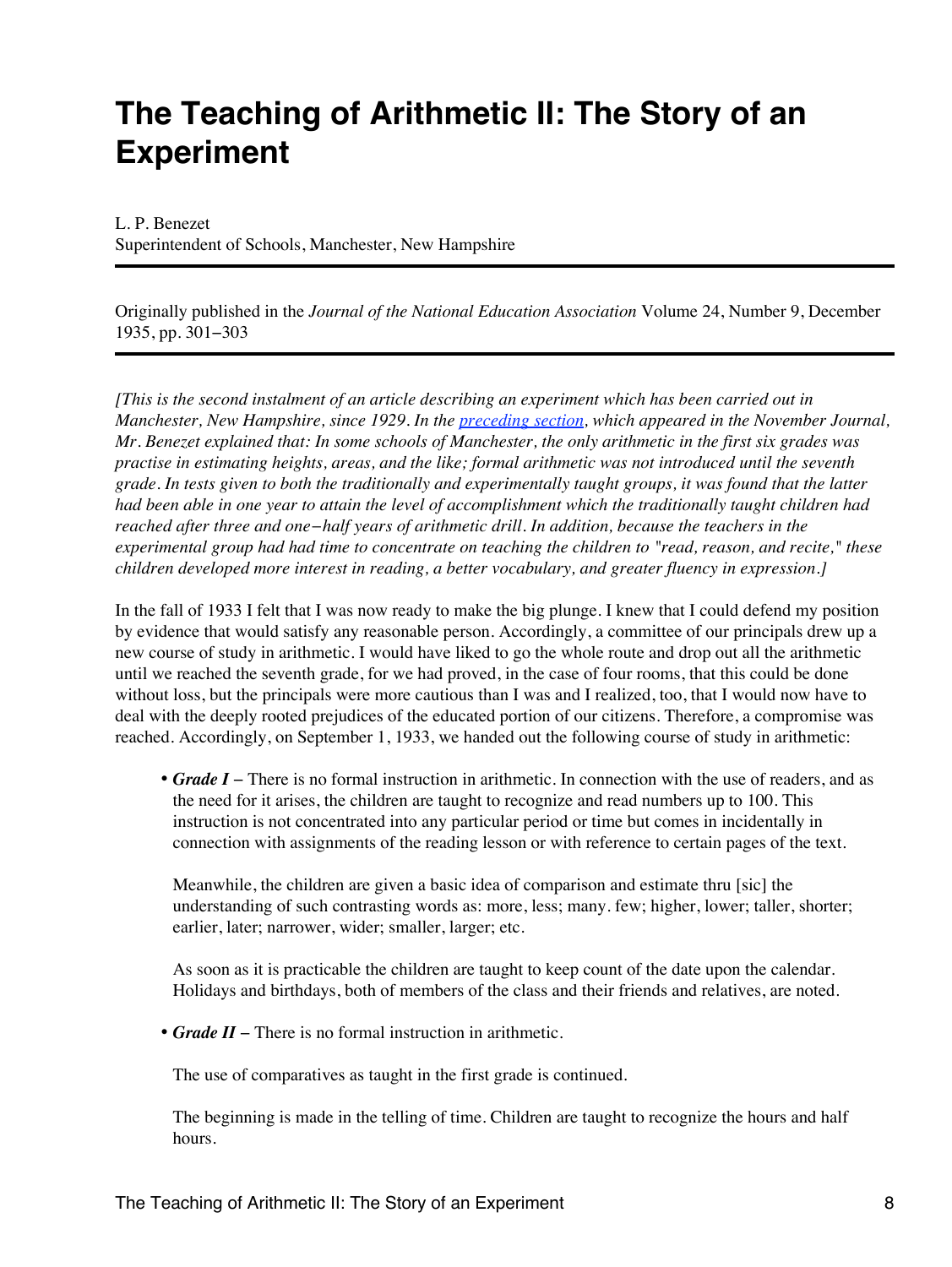# The Teaching of Arithmetic II: The Story of an Experiment

L. P. Benezet
Superintendent of Schools, Manchester, New Hampshire

Originally published in the *Journal of the National Education Association* Volume 24, Number 9, December 1935, pp. 301–303

*[This is the second instalment of an article describing an experiment which has been carried out in Manchester, New Hampshire, since 1929. In the [preceding section](), which appeared in the November Journal, Mr. Benezet explained that: In some schools of Manchester, the only arithmetic in the first six grades was practise in estimating heights, areas, and the like; formal arithmetic was not introduced until the seventh grade. In tests given to both the traditionally and experimentally taught groups, it was found that the latter had been able in one year to attain the level of accomplishment which the traditionally taught children had reached after three and one–half years of arithmetic drill. In addition, because the teachers in the experimental group had had time to concentrate on teaching the children to "read, reason, and recite," these children developed more interest in reading, a better vocabulary, and greater fluency in expression.]*

In the fall of 1933 I felt that I was now ready to make the big plunge. I knew that I could defend my position by evidence that would satisfy any reasonable person. Accordingly, a committee of our principals drew up a new course of study in arithmetic. I would have liked to go the whole route and drop out all the arithmetic until we reached the seventh grade, for we had proved, in the case of four rooms, that this could be done without loss, but the principals were more cautious than I was and I realized, too, that I would now have to deal with the deeply rooted prejudices of the educated portion of our citizens. Therefore, a compromise was reached. Accordingly, on September 1, 1933, we handed out the following course of study in arithmetic:

- ***Grade I*** – There is no formal instruction in arithmetic. In connection with the use of readers, and as the need for it arises, the children are taught to recognize and read numbers up to 100. This instruction is not concentrated into any particular period or time but comes in incidentally in connection with assignments of the reading lesson or with reference to certain pages of the text.

  Meanwhile, the children are given a basic idea of comparison and estimate thru [sic] the understanding of such contrasting words as: more, less; many. few; higher, lower; taller, shorter; earlier, later; narrower, wider; smaller, larger; etc.

  As soon as it is practicable the children are taught to keep count of the date upon the calendar. Holidays and birthdays, both of members of the class and their friends and relatives, are noted.

- ***Grade II*** – There is no formal instruction in arithmetic.

  The use of comparatives as taught in the first grade is continued.

  The beginning is made in the telling of time. Children are taught to recognize the hours and half hours.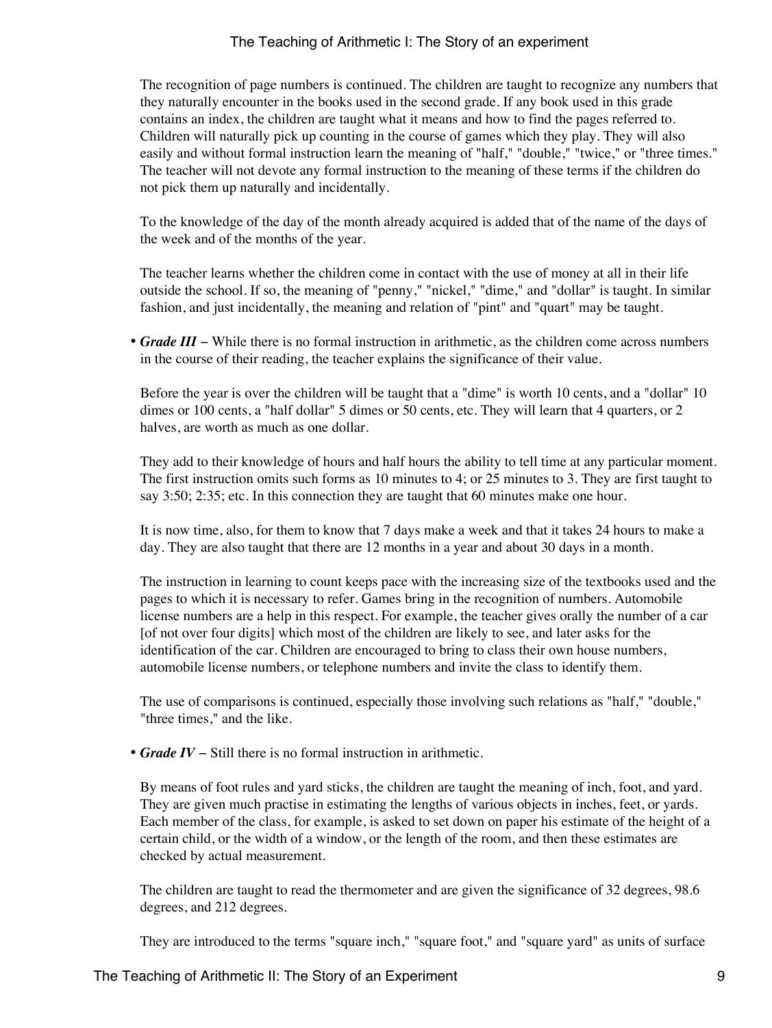The recognition of page numbers is continued. The children are taught to recognize any numbers that they naturally encounter in the books used in the second grade. If any book used in this grade contains an index, the children are taught what it means and how to find the pages referred to. Children will naturally pick up counting in the course of games which they play. They will also easily and without formal instruction learn the meaning of "half," "double," "twice," or "three times." The teacher will not devote any formal instruction to the meaning of these terms if the children do not pick them up naturally and incidentally.

To the knowledge of the day of the month already acquired is added that of the name of the days of the week and of the months of the year.

The teacher learns whether the children come in contact with the use of money at all in their life outside the school. If so, the meaning of "penny," "nickel," "dime," and "dollar" is taught. In similar fashion, and just incidentally, the meaning and relation of "pint" and "quart" may be taught.

- ***Grade III*** – While there is no formal instruction in arithmetic, as the children come across numbers in the course of their reading, the teacher explains the significance of their value.

  Before the year is over the children will be taught that a "dime" is worth 10 cents, and a "dollar" 10 dimes or 100 cents, a "half dollar" 5 dimes or 50 cents, etc. They will learn that 4 quarters, or 2 halves, are worth as much as one dollar.

  They add to their knowledge of hours and half hours the ability to tell time at any particular moment. The first instruction omits such forms as 10 minutes to 4; or 25 minutes to 3. They are first taught to say 3:50; 2:35; etc. In this connection they are taught that 60 minutes make one hour.

  It is now time, also, for them to know that 7 days make a week and that it takes 24 hours to make a day. They are also taught that there are 12 months in a year and about 30 days in a month.

  The instruction in learning to count keeps pace with the increasing size of the textbooks used and the pages to which it is necessary to refer. Games bring in the recognition of numbers. Automobile license numbers are a help in this respect. For example, the teacher gives orally the number of a car [of not over four digits] which most of the children are likely to see, and later asks for the identification of the car. Children are encouraged to bring to class their own house numbers, automobile license numbers, or telephone numbers and invite the class to identify them.

  The use of comparisons is continued, especially those involving such relations as "half," "double," "three times," and the like.

- ***Grade IV*** – Still there is no formal instruction in arithmetic.

  By means of foot rules and yard sticks, the children are taught the meaning of inch, foot, and yard. They are given much practise in estimating the lengths of various objects in inches, feet, or yards. Each member of the class, for example, is asked to set down on paper his estimate of the height of a certain child, or the width of a window, or the length of the room, and then these estimates are checked by actual measurement.

  The children are taught to read the thermometer and are given the significance of 32 degrees, 98.6 degrees, and 212 degrees.

  They are introduced to the terms "square inch," "square foot," and "square yard" as units of surface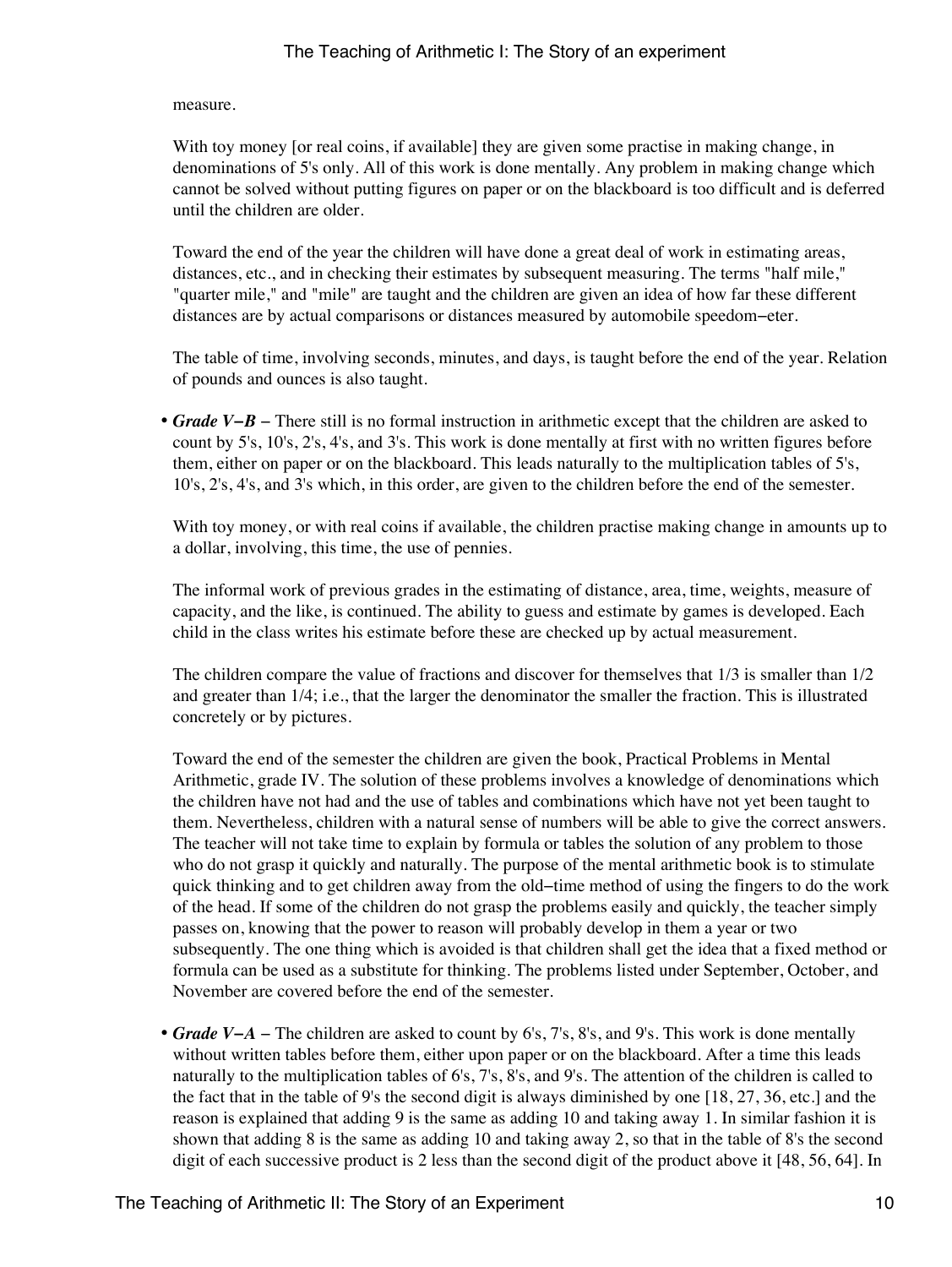measure.

With toy money [or real coins, if available] they are given some practise in making change, in denominations of 5's only. All of this work is done mentally. Any problem in making change which cannot be solved without putting figures on paper or on the blackboard is too difficult and is deferred until the children are older.

Toward the end of the year the children will have done a great deal of work in estimating areas, distances, etc., and in checking their estimates by subsequent measuring. The terms "half mile," "quarter mile," and "mile" are taught and the children are given an idea of how far these different distances are by actual comparisons or distances measured by automobile speedom−eter.

The table of time, involving seconds, minutes, and days, is taught before the end of the year. Relation of pounds and ounces is also taught.

- ***Grade V−B*** − There still is no formal instruction in arithmetic except that the children are asked to count by 5's, 10's, 2's, 4's, and 3's. This work is done mentally at first with no written figures before them, either on paper or on the blackboard. This leads naturally to the multiplication tables of 5's, 10's, 2's, 4's, and 3's which, in this order, are given to the children before the end of the semester.

  With toy money, or with real coins if available, the children practise making change in amounts up to a dollar, involving, this time, the use of pennies.

  The informal work of previous grades in the estimating of distance, area, time, weights, measure of capacity, and the like, is continued. The ability to guess and estimate by games is developed. Each child in the class writes his estimate before these are checked up by actual measurement.

  The children compare the value of fractions and discover for themselves that 1/3 is smaller than 1/2 and greater than 1/4; i.e., that the larger the denominator the smaller the fraction. This is illustrated concretely or by pictures.

  Toward the end of the semester the children are given the book, Practical Problems in Mental Arithmetic, grade IV. The solution of these problems involves a knowledge of denominations which the children have not had and the use of tables and combinations which have not yet been taught to them. Nevertheless, children with a natural sense of numbers will be able to give the correct answers. The teacher will not take time to explain by formula or tables the solution of any problem to those who do not grasp it quickly and naturally. The purpose of the mental arithmetic book is to stimulate quick thinking and to get children away from the old−time method of using the fingers to do the work of the head. If some of the children do not grasp the problems easily and quickly, the teacher simply passes on, knowing that the power to reason will probably develop in them a year or two subsequently. The one thing which is avoided is that children shall get the idea that a fixed method or formula can be used as a substitute for thinking. The problems listed under September, October, and November are covered before the end of the semester.

- ***Grade V−A*** − The children are asked to count by 6's, 7's, 8's, and 9's. This work is done mentally without written tables before them, either upon paper or on the blackboard. After a time this leads naturally to the multiplication tables of 6's, 7's, 8's, and 9's. The attention of the children is called to the fact that in the table of 9's the second digit is always diminished by one [18, 27, 36, etc.] and the reason is explained that adding 9 is the same as adding 10 and taking away 1. In similar fashion it is shown that adding 8 is the same as adding 10 and taking away 2, so that in the table of 8's the second digit of each successive product is 2 less than the second digit of the product above it [48, 56, 64]. In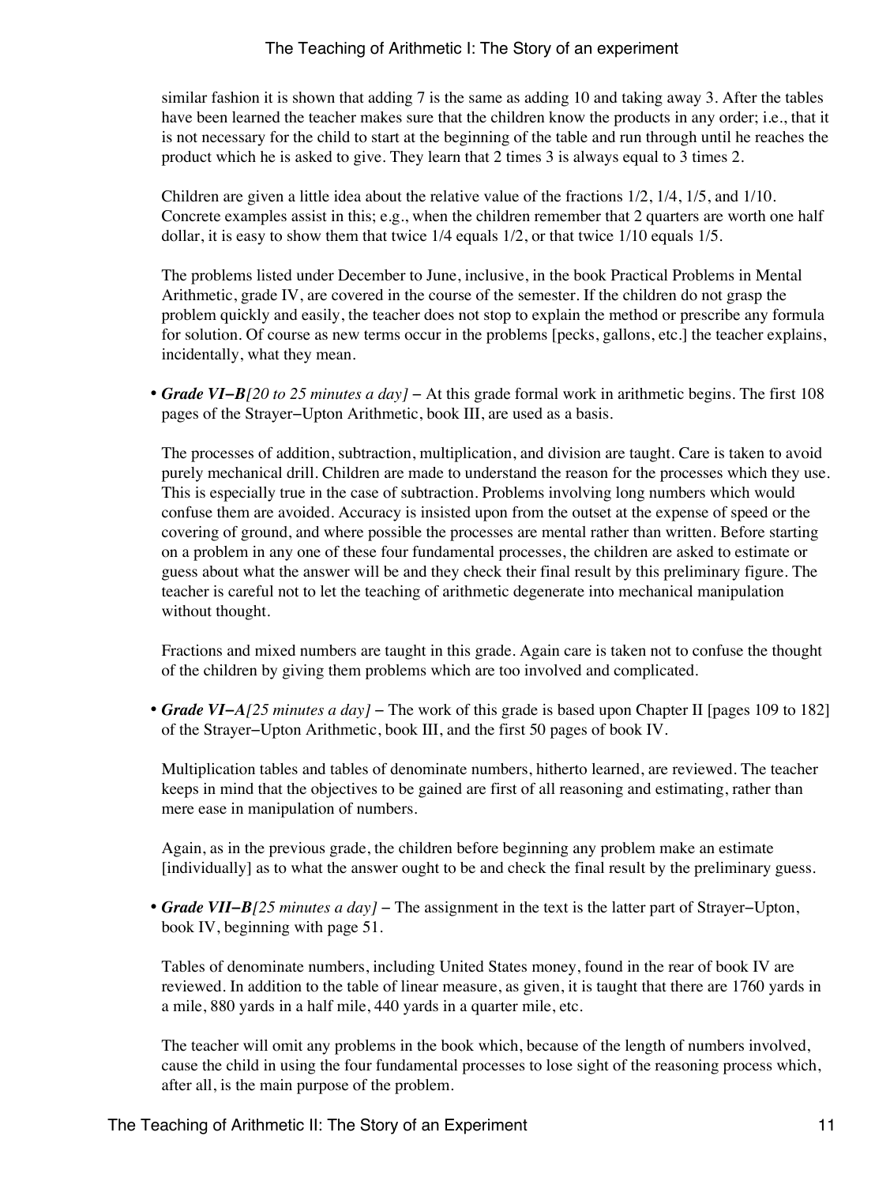similar fashion it is shown that adding 7 is the same as adding 10 and taking away 3. After the tables have been learned the teacher makes sure that the children know the products in any order; i.e., that it is not necessary for the child to start at the beginning of the table and run through until he reaches the product which he is asked to give. They learn that 2 times 3 is always equal to 3 times 2.

Children are given a little idea about the relative value of the fractions 1/2, 1/4, 1/5, and 1/10. Concrete examples assist in this; e.g., when the children remember that 2 quarters are worth one half dollar, it is easy to show them that twice 1/4 equals 1/2, or that twice 1/10 equals 1/5.

The problems listed under December to June, inclusive, in the book Practical Problems in Mental Arithmetic, grade IV, are covered in the course of the semester. If the children do not grasp the problem quickly and easily, the teacher does not stop to explain the method or prescribe any formula for solution. Of course as new terms occur in the problems [pecks, gallons, etc.] the teacher explains, incidentally, what they mean.

- ***Grade VI−B****[20 to 25 minutes a day]* − At this grade formal work in arithmetic begins. The first 108 pages of the Strayer−Upton Arithmetic, book III, are used as a basis.

  The processes of addition, subtraction, multiplication, and division are taught. Care is taken to avoid purely mechanical drill. Children are made to understand the reason for the processes which they use. This is especially true in the case of subtraction. Problems involving long numbers which would confuse them are avoided. Accuracy is insisted upon from the outset at the expense of speed or the covering of ground, and where possible the processes are mental rather than written. Before starting on a problem in any one of these four fundamental processes, the children are asked to estimate or guess about what the answer will be and they check their final result by this preliminary figure. The teacher is careful not to let the teaching of arithmetic degenerate into mechanical manipulation without thought.

  Fractions and mixed numbers are taught in this grade. Again care is taken not to confuse the thought of the children by giving them problems which are too involved and complicated.

- ***Grade VI−A****[25 minutes a day]* − The work of this grade is based upon Chapter II [pages 109 to 182] of the Strayer−Upton Arithmetic, book III, and the first 50 pages of book IV.

  Multiplication tables and tables of denominate numbers, hitherto learned, are reviewed. The teacher keeps in mind that the objectives to be gained are first of all reasoning and estimating, rather than mere ease in manipulation of numbers.

  Again, as in the previous grade, the children before beginning any problem make an estimate [individually] as to what the answer ought to be and check the final result by the preliminary guess.

- ***Grade VII−B****[25 minutes a day]* − The assignment in the text is the latter part of Strayer−Upton, book IV, beginning with page 51.

  Tables of denominate numbers, including United States money, found in the rear of book IV are reviewed. In addition to the table of linear measure, as given, it is taught that there are 1760 yards in a mile, 880 yards in a half mile, 440 yards in a quarter mile, etc.

  The teacher will omit any problems in the book which, because of the length of numbers involved, cause the child in using the four fundamental processes to lose sight of the reasoning process which, after all, is the main purpose of the problem.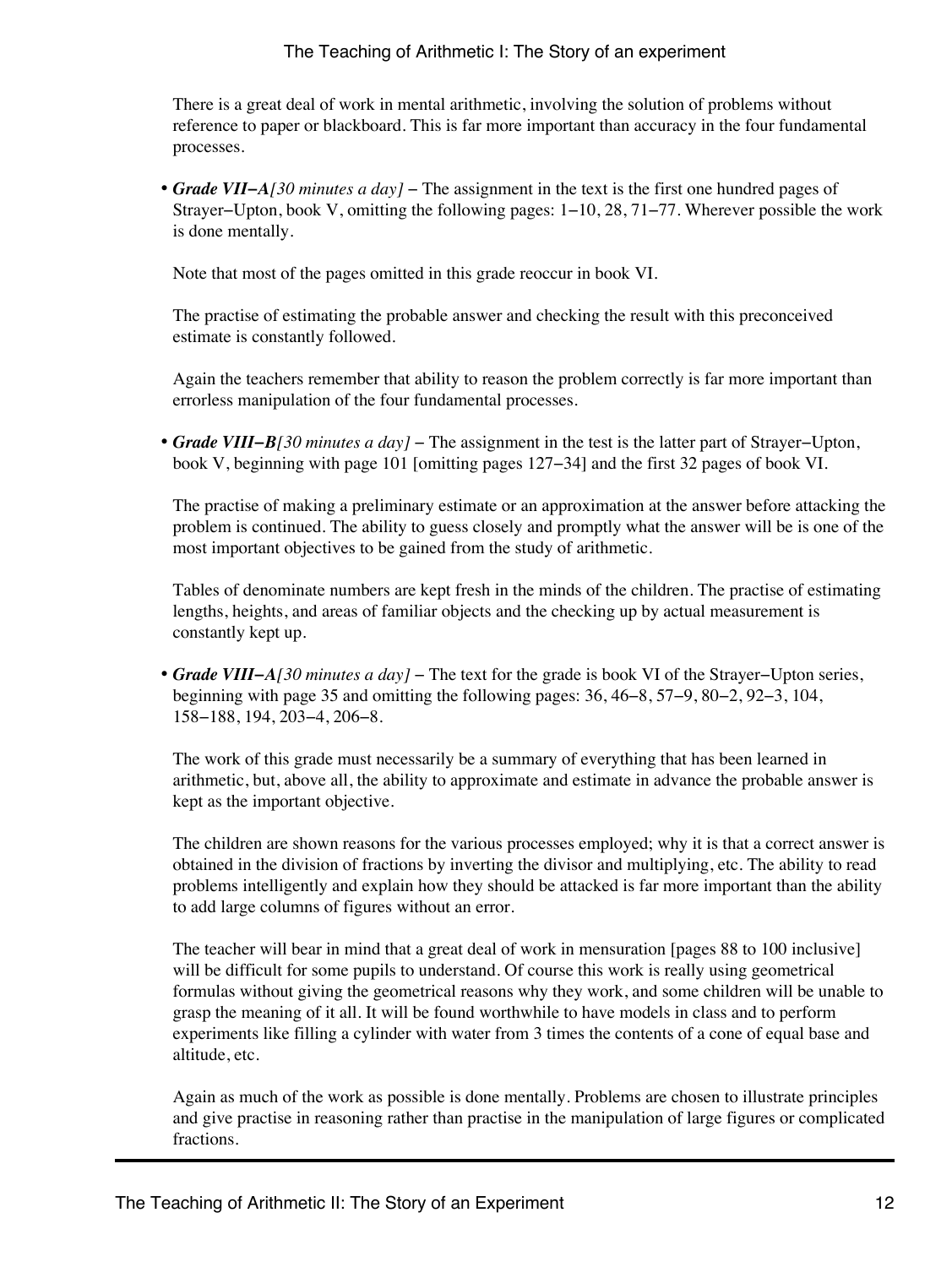There is a great deal of work in mental arithmetic, involving the solution of problems without reference to paper or blackboard. This is far more important than accuracy in the four fundamental processes.

- ***Grade VII−A****[30 minutes a day]* − The assignment in the text is the first one hundred pages of Strayer−Upton, book V, omitting the following pages: 1−10, 28, 71−77. Wherever possible the work is done mentally.

  Note that most of the pages omitted in this grade reoccur in book VI.

  The practise of estimating the probable answer and checking the result with this preconceived estimate is constantly followed.

  Again the teachers remember that ability to reason the problem correctly is far more important than errorless manipulation of the four fundamental processes.

- ***Grade VIII−B****[30 minutes a day]* − The assignment in the test is the latter part of Strayer−Upton, book V, beginning with page 101 [omitting pages 127−34] and the first 32 pages of book VI.

  The practise of making a preliminary estimate or an approximation at the answer before attacking the problem is continued. The ability to guess closely and promptly what the answer will be is one of the most important objectives to be gained from the study of arithmetic.

  Tables of denominate numbers are kept fresh in the minds of the children. The practise of estimating lengths, heights, and areas of familiar objects and the checking up by actual measurement is constantly kept up.

- ***Grade VIII−A****[30 minutes a day]* − The text for the grade is book VI of the Strayer−Upton series, beginning with page 35 and omitting the following pages: 36, 46−8, 57−9, 80−2, 92−3, 104, 158−188, 194, 203−4, 206−8.

  The work of this grade must necessarily be a summary of everything that has been learned in arithmetic, but, above all, the ability to approximate and estimate in advance the probable answer is kept as the important objective.

  The children are shown reasons for the various processes employed; why it is that a correct answer is obtained in the division of fractions by inverting the divisor and multiplying, etc. The ability to read problems intelligently and explain how they should be attacked is far more important than the ability to add large columns of figures without an error.

  The teacher will bear in mind that a great deal of work in mensuration [pages 88 to 100 inclusive] will be difficult for some pupils to understand. Of course this work is really using geometrical formulas without giving the geometrical reasons why they work, and some children will be unable to grasp the meaning of it all. It will be found worthwhile to have models in class and to perform experiments like filling a cylinder with water from 3 times the contents of a cone of equal base and altitude, etc.

  Again as much of the work as possible is done mentally. Problems are chosen to illustrate principles and give practise in reasoning rather than practise in the manipulation of large figures or complicated fractions.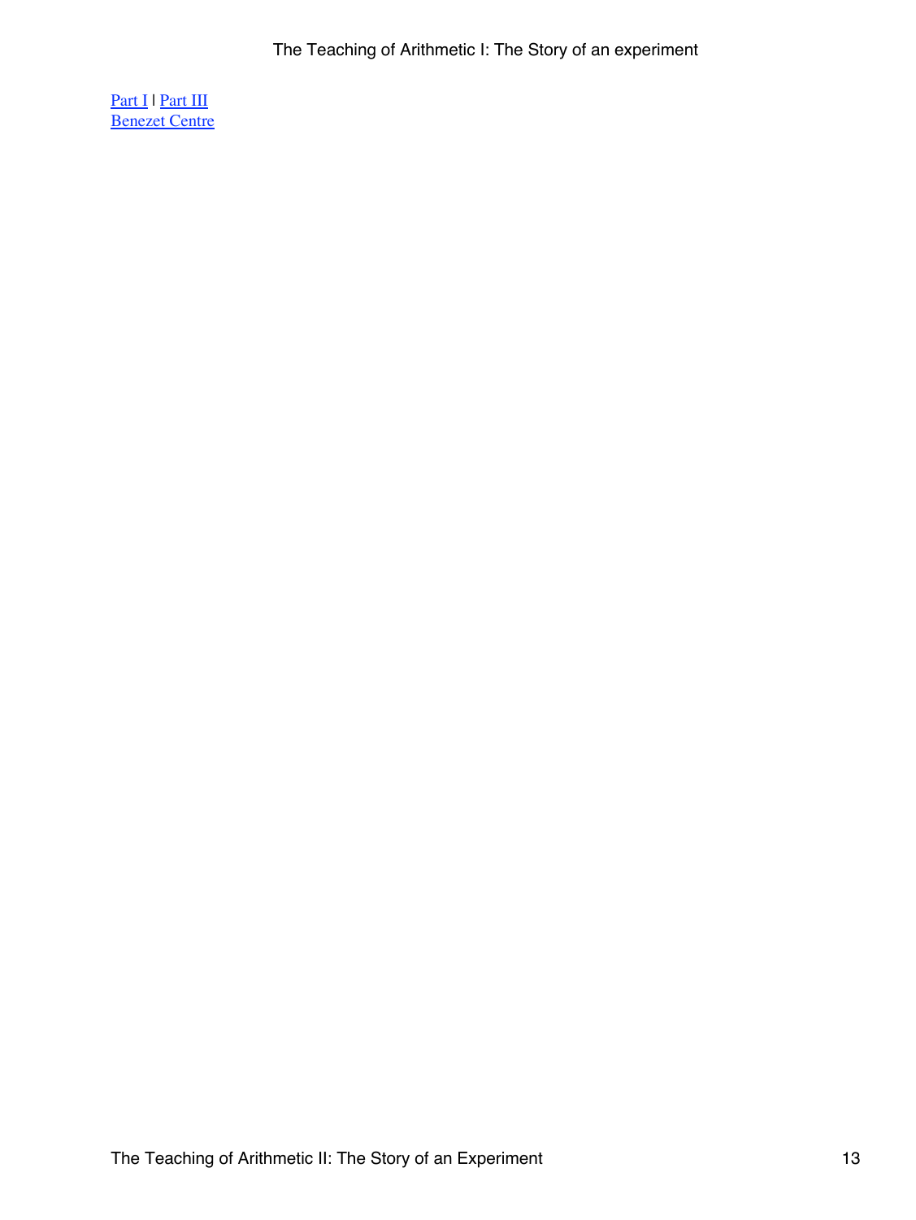[Part I](#) | [Part III](#)
[Benezet Centre](#)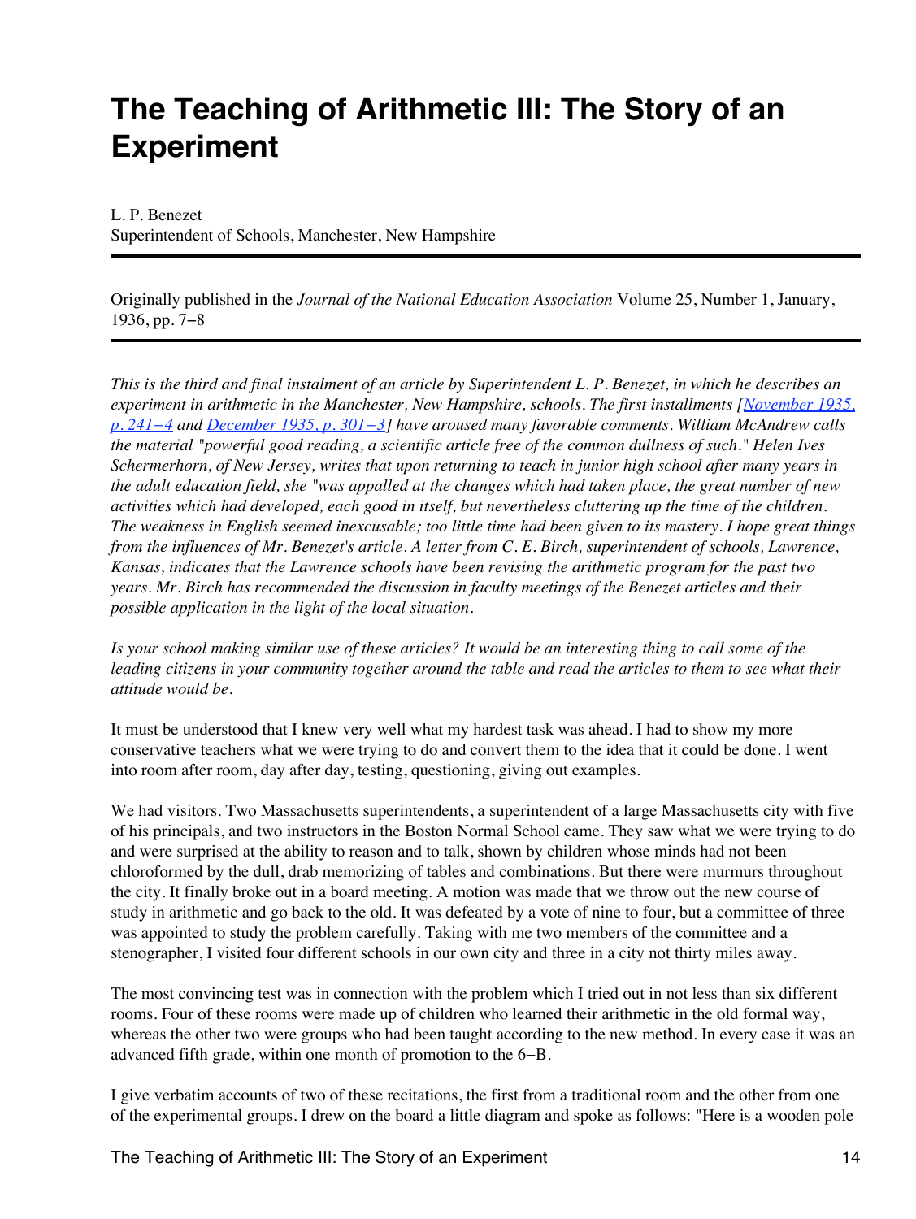# The Teaching of Arithmetic III: The Story of an Experiment

L. P. Benezet
Superintendent of Schools, Manchester, New Hampshire

---

Originally published in the *Journal of the National Education Association* Volume 25, Number 1, January, 1936, pp. 7–8

---

*This is the third and final instalment of an article by Superintendent L. P. Benezet, in which he describes an experiment in arithmetic in the Manchester, New Hampshire, schools. The first installments [November 1935, p. 241–4 and December 1935, p. 301–3] have aroused many favorable comments. William McAndrew calls the material "powerful good reading, a scientific article free of the common dullness of such." Helen Ives Schermerhorn, of New Jersey, writes that upon returning to teach in junior high school after many years in the adult education field, she "was appalled at the changes which had taken place, the great number of new activities which had developed, each good in itself, but nevertheless cluttering up the time of the children. The weakness in English seemed inexcusable; too little time had been given to its mastery. I hope great things from the influences of Mr. Benezet's article. A letter from C. E. Birch, superintendent of schools, Lawrence, Kansas, indicates that the Lawrence schools have been revising the arithmetic program for the past two years. Mr. Birch has recommended the discussion in faculty meetings of the Benezet articles and their possible application in the light of the local situation.*

*Is your school making similar use of these articles? It would be an interesting thing to call some of the leading citizens in your community together around the table and read the articles to them to see what their attitude would be.*

It must be understood that I knew very well what my hardest task was ahead. I had to show my more conservative teachers what we were trying to do and convert them to the idea that it could be done. I went into room after room, day after day, testing, questioning, giving out examples.

We had visitors. Two Massachusetts superintendents, a superintendent of a large Massachusetts city with five of his principals, and two instructors in the Boston Normal School came. They saw what we were trying to do and were surprised at the ability to reason and to talk, shown by children whose minds had not been chloroformed by the dull, drab memorizing of tables and combinations. But there were murmurs throughout the city. It finally broke out in a board meeting. A motion was made that we throw out the new course of study in arithmetic and go back to the old. It was defeated by a vote of nine to four, but a committee of three was appointed to study the problem carefully. Taking with me two members of the committee and a stenographer, I visited four different schools in our own city and three in a city not thirty miles away.

The most convincing test was in connection with the problem which I tried out in not less than six different rooms. Four of these rooms were made up of children who learned their arithmetic in the old formal way, whereas the other two were groups who had been taught according to the new method. In every case it was an advanced fifth grade, within one month of promotion to the 6–B.

I give verbatim accounts of two of these recitations, the first from a traditional room and the other from one of the experimental groups. I drew on the board a little diagram and spoke as follows: "Here is a wooden pole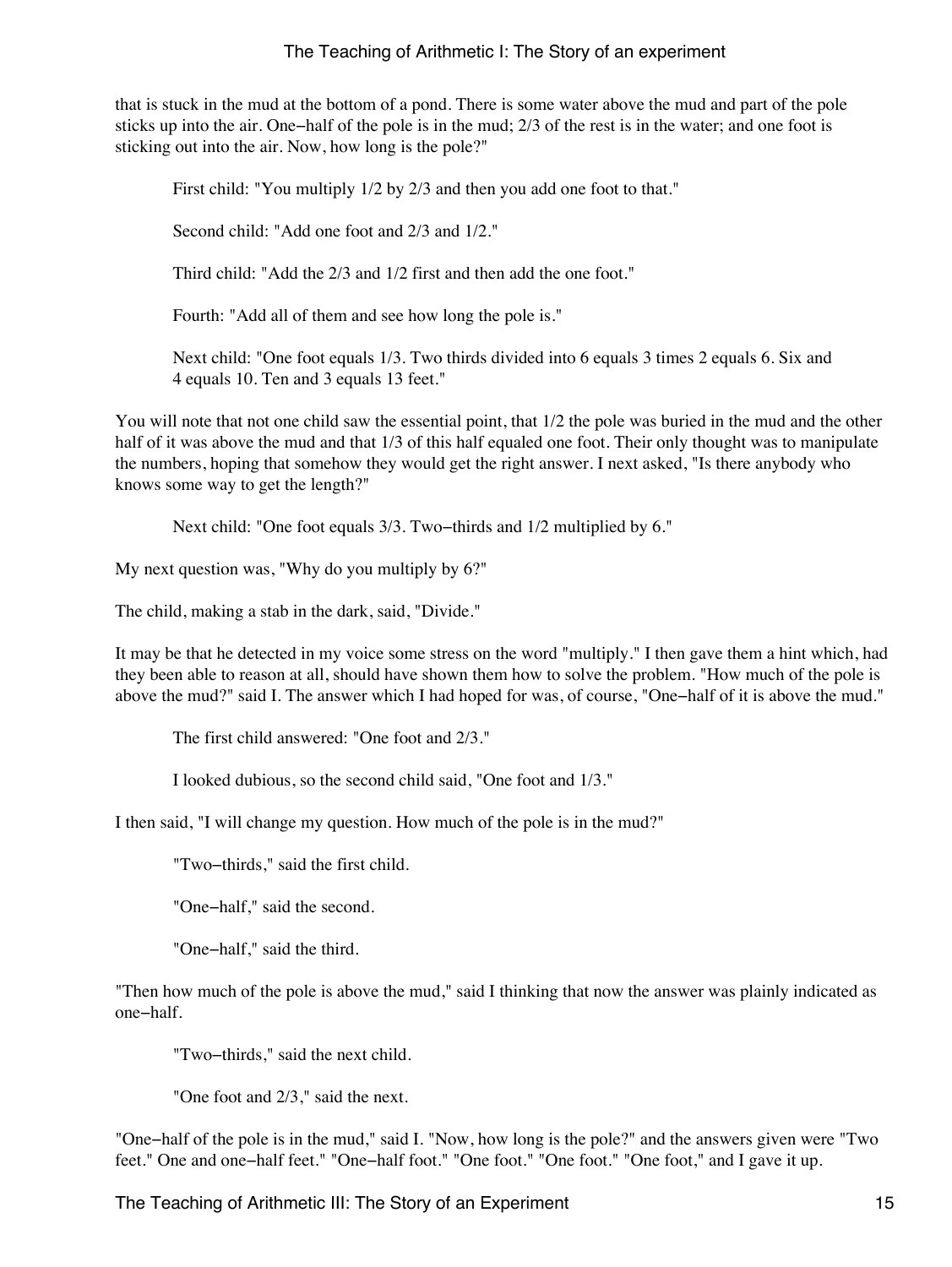that is stuck in the mud at the bottom of a pond. There is some water above the mud and part of the pole sticks up into the air. One−half of the pole is in the mud; 2/3 of the rest is in the water; and one foot is sticking out into the air. Now, how long is the pole?"

> First child: "You multiply 1/2 by 2/3 and then you add one foot to that."
>
> Second child: "Add one foot and 2/3 and 1/2."
>
> Third child: "Add the 2/3 and 1/2 first and then add the one foot."
>
> Fourth: "Add all of them and see how long the pole is."
>
> Next child: "One foot equals 1/3. Two thirds divided into 6 equals 3 times 2 equals 6. Six and 4 equals 10. Ten and 3 equals 13 feet."

You will note that not one child saw the essential point, that 1/2 the pole was buried in the mud and the other half of it was above the mud and that 1/3 of this half equaled one foot. Their only thought was to manipulate the numbers, hoping that somehow they would get the right answer. I next asked, "Is there anybody who knows some way to get the length?"

> Next child: "One foot equals 3/3. Two−thirds and 1/2 multiplied by 6."

My next question was, "Why do you multiply by 6?"

The child, making a stab in the dark, said, "Divide."

It may be that he detected in my voice some stress on the word "multiply." I then gave them a hint which, had they been able to reason at all, should have shown them how to solve the problem. "How much of the pole is above the mud?" said I. The answer which I had hoped for was, of course, "One−half of it is above the mud."

> The first child answered: "One foot and 2/3."
>
> I looked dubious, so the second child said, "One foot and 1/3."

I then said, "I will change my question. How much of the pole is in the mud?"

> "Two−thirds," said the first child.
>
> "One−half," said the second.
>
> "One−half," said the third.

"Then how much of the pole is above the mud," said I thinking that now the answer was plainly indicated as one−half.

> "Two−thirds," said the next child.
>
> "One foot and 2/3," said the next.

"One−half of the pole is in the mud," said I. "Now, how long is the pole?" and the answers given were "Two feet." One and one−half feet." "One−half foot." "One foot." "One foot." "One foot," and I gave it up.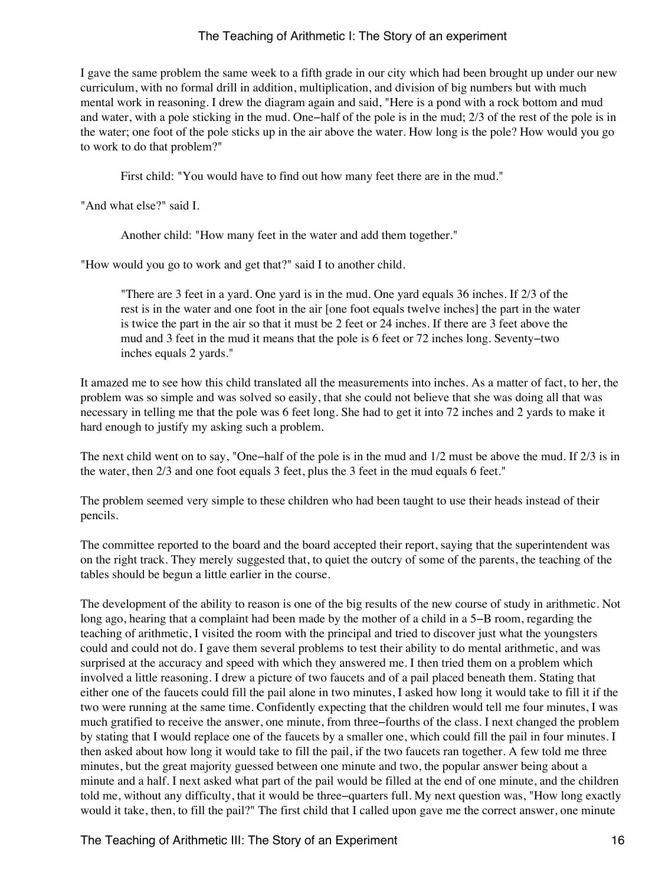I gave the same problem the same week to a fifth grade in our city which had been brought up under our new curriculum, with no formal drill in addition, multiplication, and division of big numbers but with much mental work in reasoning. I drew the diagram again and said, "Here is a pond with a rock bottom and mud and water, with a pole sticking in the mud. One−half of the pole is in the mud; 2/3 of the rest of the pole is in the water; one foot of the pole sticks up in the air above the water. How long is the pole? How would you go to work to do that problem?"

> First child: "You would have to find out how many feet there are in the mud."

"And what else?" said I.

> Another child: "How many feet in the water and add them together."

"How would you go to work and get that?" said I to another child.

> "There are 3 feet in a yard. One yard is in the mud. One yard equals 36 inches. If 2/3 of the rest is in the water and one foot in the air [one foot equals twelve inches] the part in the water is twice the part in the air so that it must be 2 feet or 24 inches. If there are 3 feet above the mud and 3 feet in the mud it means that the pole is 6 feet or 72 inches long. Seventy−two inches equals 2 yards."

It amazed me to see how this child translated all the measurements into inches. As a matter of fact, to her, the problem was so simple and was solved so easily, that she could not believe that she was doing all that was necessary in telling me that the pole was 6 feet long. She had to get it into 72 inches and 2 yards to make it hard enough to justify my asking such a problem.

The next child went on to say, "One−half of the pole is in the mud and 1/2 must be above the mud. If 2/3 is in the water, then 2/3 and one foot equals 3 feet, plus the 3 feet in the mud equals 6 feet."

The problem seemed very simple to these children who had been taught to use their heads instead of their pencils.

The committee reported to the board and the board accepted their report, saying that the superintendent was on the right track. They merely suggested that, to quiet the outcry of some of the parents, the teaching of the tables should be begun a little earlier in the course.

The development of the ability to reason is one of the big results of the new course of study in arithmetic. Not long ago, hearing that a complaint had been made by the mother of a child in a 5−B room, regarding the teaching of arithmetic, I visited the room with the principal and tried to discover just what the youngsters could and could not do. I gave them several problems to test their ability to do mental arithmetic, and was surprised at the accuracy and speed with which they answered me. I then tried them on a problem which involved a little reasoning. I drew a picture of two faucets and of a pail placed beneath them. Stating that either one of the faucets could fill the pail alone in two minutes, I asked how long it would take to fill it if the two were running at the same time. Confidently expecting that the children would tell me four minutes, I was much gratified to receive the answer, one minute, from three−fourths of the class. I next changed the problem by stating that I would replace one of the faucets by a smaller one, which could fill the pail in four minutes. I then asked about how long it would take to fill the pail, if the two faucets ran together. A few told me three minutes, but the great majority guessed between one minute and two, the popular answer being about a minute and a half. I next asked what part of the pail would be filled at the end of one minute, and the children told me, without any difficulty, that it would be three−quarters full. My next question was, "How long exactly would it take, then, to fill the pail?" The first child that I called upon gave me the correct answer, one minute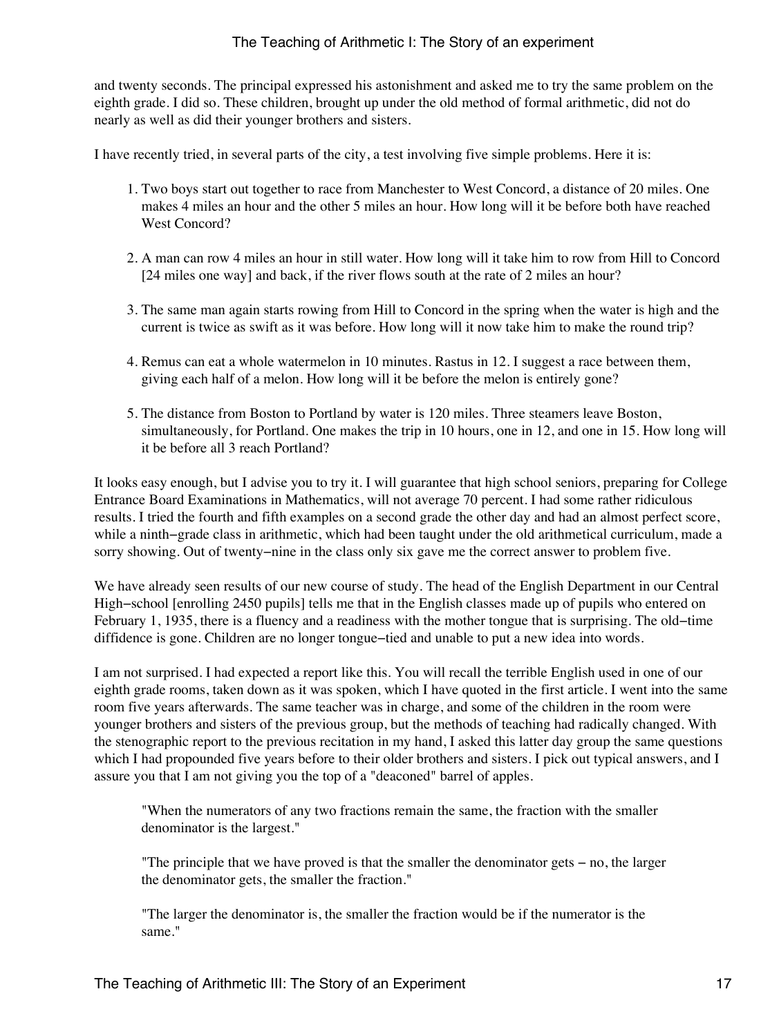and twenty seconds. The principal expressed his astonishment and asked me to try the same problem on the eighth grade. I did so. These children, brought up under the old method of formal arithmetic, did not do nearly as well as did their younger brothers and sisters.

I have recently tried, in several parts of the city, a test involving five simple problems. Here it is:

1. Two boys start out together to race from Manchester to West Concord, a distance of 20 miles. One makes 4 miles an hour and the other 5 miles an hour. How long will it be before both have reached West Concord?
2. A man can row 4 miles an hour in still water. How long will it take him to row from Hill to Concord [24 miles one way] and back, if the river flows south at the rate of 2 miles an hour?
3. The same man again starts rowing from Hill to Concord in the spring when the water is high and the current is twice as swift as it was before. How long will it now take him to make the round trip?
4. Remus can eat a whole watermelon in 10 minutes. Rastus in 12. I suggest a race between them, giving each half of a melon. How long will it be before the melon is entirely gone?
5. The distance from Boston to Portland by water is 120 miles. Three steamers leave Boston, simultaneously, for Portland. One makes the trip in 10 hours, one in 12, and one in 15. How long will it be before all 3 reach Portland?

It looks easy enough, but I advise you to try it. I will guarantee that high school seniors, preparing for College Entrance Board Examinations in Mathematics, will not average 70 percent. I had some rather ridiculous results. I tried the fourth and fifth examples on a second grade the other day and had an almost perfect score, while a ninth-grade class in arithmetic, which had been taught under the old arithmetical curriculum, made a sorry showing. Out of twenty-nine in the class only six gave me the correct answer to problem five.

We have already seen results of our new course of study. The head of the English Department in our Central High-school [enrolling 2450 pupils] tells me that in the English classes made up of pupils who entered on February 1, 1935, there is a fluency and a readiness with the mother tongue that is surprising. The old-time diffidence is gone. Children are no longer tongue-tied and unable to put a new idea into words.

I am not surprised. I had expected a report like this. You will recall the terrible English used in one of our eighth grade rooms, taken down as it was spoken, which I have quoted in the first article. I went into the same room five years afterwards. The same teacher was in charge, and some of the children in the room were younger brothers and sisters of the previous group, but the methods of teaching had radically changed. With the stenographic report to the previous recitation in my hand, I asked this latter day group the same questions which I had propounded five years before to their older brothers and sisters. I pick out typical answers, and I assure you that I am not giving you the top of a "deaconed" barrel of apples.

> "When the numerators of any two fractions remain the same, the fraction with the smaller denominator is the largest."
>
> "The principle that we have proved is that the smaller the denominator gets – no, the larger the denominator gets, the smaller the fraction."
>
> "The larger the denominator is, the smaller the fraction would be if the numerator is the same."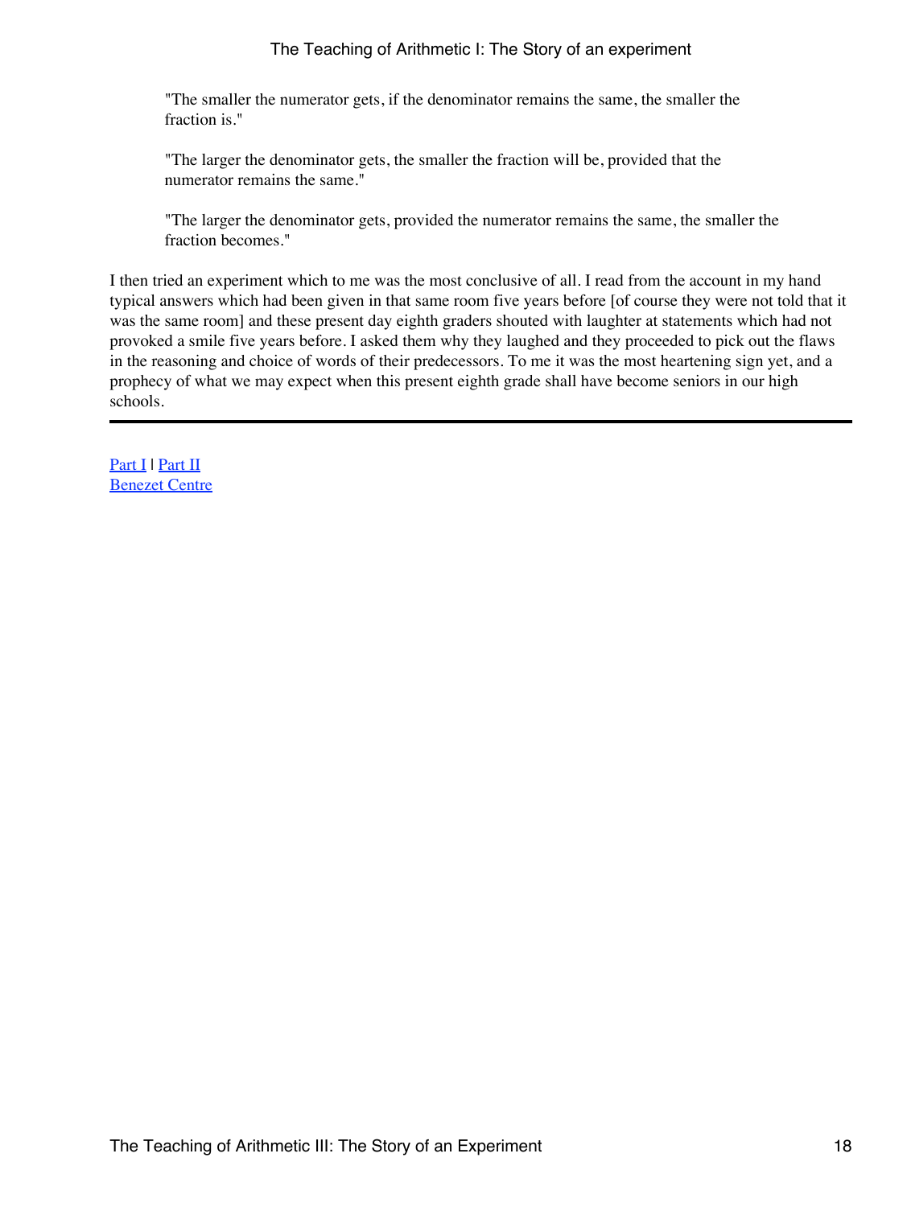> "The smaller the numerator gets, if the denominator remains the same, the smaller the fraction is."
>
> "The larger the denominator gets, the smaller the fraction will be, provided that the numerator remains the same."
>
> "The larger the denominator gets, provided the numerator remains the same, the smaller the fraction becomes."

I then tried an experiment which to me was the most conclusive of all. I read from the account in my hand typical answers which had been given in that same room five years before [of course they were not told that it was the same room] and these present day eighth graders shouted with laughter at statements which had not provoked a smile five years before. I asked them why they laughed and they proceeded to pick out the flaws in the reasoning and choice of words of their predecessors. To me it was the most heartening sign yet, and a prophecy of what we may expect when this present eighth grade shall have become seniors in our high schools.

---

Part I | Part II
Benezet Centre